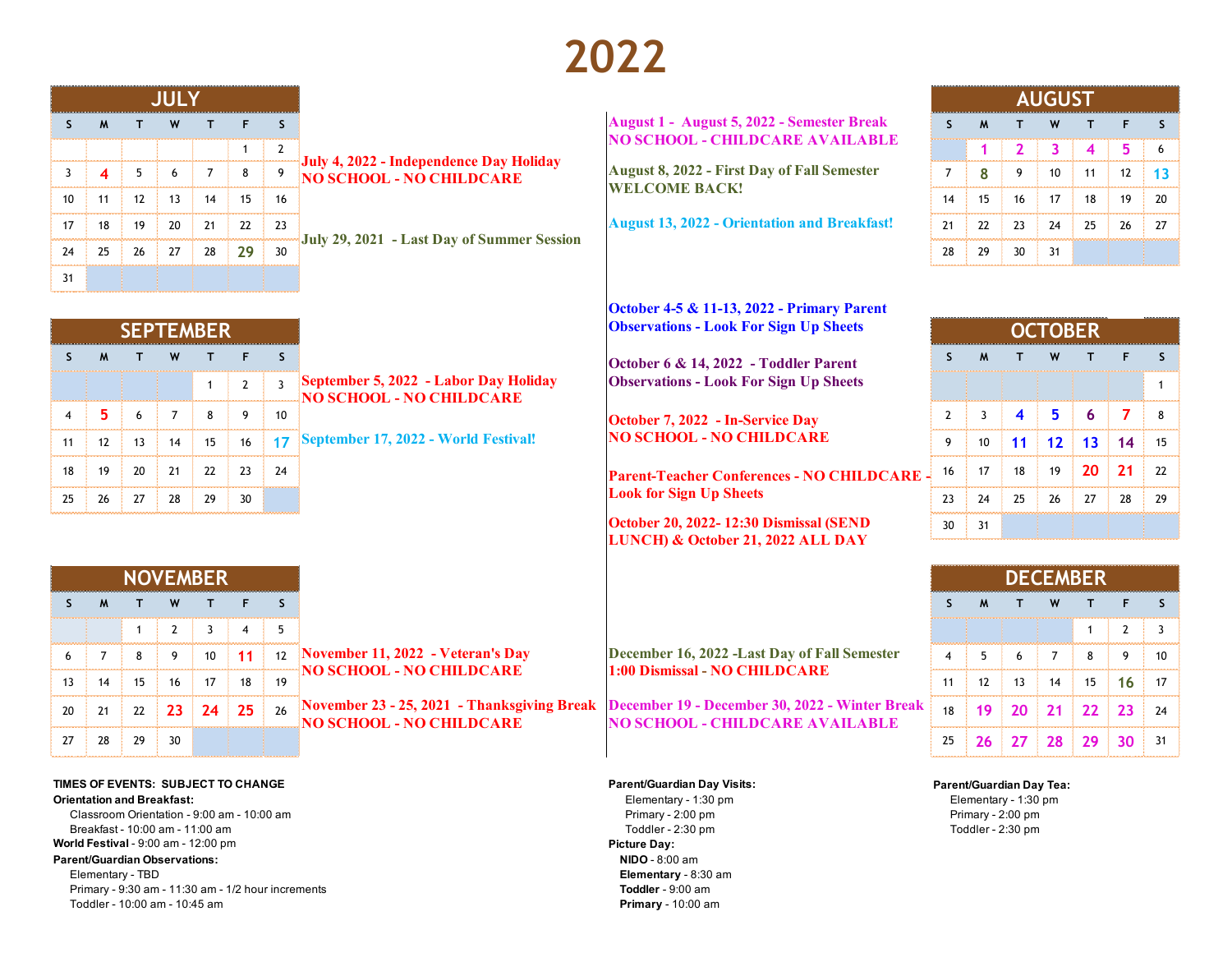# 2022

## JULY

| S | M | T | W | T | F | S |
|---|---|---|---|---|---|---|
| | | | | | 1 | 2 |
| 3 | 4 | 5 | 6 | 7 | 8 | 9 |
| 10 | 11 | 12 | 13 | 14 | 15 | 16 |
| 17 | 18 | 19 | 20 | 21 | 22 | 23 |
| 24 | 25 | 26 | 27 | 28 | 29 | 30 |
| 31 | | | | | | |

**July 4, 2022 - Independence Day Holiday NO SCHOOL - NO CHILDCARE**

**July 29, 2021 - Last Day of Summer Session**

## AUGUST

| S | M | T | W | T | F | S |
|---|---|---|---|---|---|---|
| | 1 | 2 | 3 | 4 | 5 | 6 |
| 7 | 8 | 9 | 10 | 11 | 12 | 13 |
| 14 | 15 | 16 | 17 | 18 | 19 | 20 |
| 21 | 22 | 23 | 24 | 25 | 26 | 27 |
| 28 | 29 | 30 | 31 | | | |

**August 1 - August 5, 2022 - Semester Break NO SCHOOL - CHILDCARE AVAILABLE**

**August 8, 2022 - First Day of Fall Semester WELCOME BACK!**

**August 13, 2022 - Orientation and Breakfast!**

## SEPTEMBER

| S | M | T | W | T | F | S |
|---|---|---|---|---|---|---|
| | | | | 1 | 2 | 3 |
| 4 | 5 | 6 | 7 | 8 | 9 | 10 |
| 11 | 12 | 13 | 14 | 15 | 16 | 17 |
| 18 | 19 | 20 | 21 | 22 | 23 | 24 |
| 25 | 26 | 27 | 28 | 29 | 30 | |

**September 5, 2022 - Labor Day Holiday NO SCHOOL - NO CHILDCARE**

**September 17, 2022 - World Festival!**

## OCTOBER

| S | M | T | W | T | F | S |
|---|---|---|---|---|---|---|
| | | | | | | 1 |
| 2 | 3 | 4 | 5 | 6 | 7 | 8 |
| 9 | 10 | 11 | 12 | 13 | 14 | 15 |
| 16 | 17 | 18 | 19 | 20 | 21 | 22 |
| 23 | 24 | 25 | 26 | 27 | 28 | 29 |
| 30 | 31 | | | | | |

**October 4-5 & 11-13, 2022 - Primary Parent Observations - Look For Sign Up Sheets**

**October 6 & 14, 2022 - Toddler Parent Observations - Look For Sign Up Sheets**

**October 7, 2022 - In-Service Day NO SCHOOL - NO CHILDCARE**

**Parent-Teacher Conferences - NO CHILDCARE - Look for Sign Up Sheets**

**October 20, 2022- 12:30 Dismissal (SEND LUNCH) & October 21, 2022 ALL DAY**

## NOVEMBER

| S | M | T | W | T | F | S |
|---|---|---|---|---|---|---|
| | | 1 | 2 | 3 | 4 | 5 |
| 6 | 7 | 8 | 9 | 10 | 11 | 12 |
| 13 | 14 | 15 | 16 | 17 | 18 | 19 |
| 20 | 21 | 22 | 23 | 24 | 25 | 26 |
| 27 | 28 | 29 | 30 | | | |

**November 11, 2022 - Veteran's Day NO SCHOOL - NO CHILDCARE**

**November 23 - 25, 2021 - Thanksgiving Break NO SCHOOL - NO CHILDCARE**

## DECEMBER

| S | M | T | W | T | F | S |
|---|---|---|---|---|---|---|
| | | | | 1 | 2 | 3 |
| 4 | 5 | 6 | 7 | 8 | 9 | 10 |
| 11 | 12 | 13 | 14 | 15 | 16 | 17 |
| 18 | 19 | 20 | 21 | 22 | 23 | 24 |
| 25 | 26 | 27 | 28 | 29 | 30 | 31 |

**December 16, 2022 -Last Day of Fall Semester 1:00 Dismissal - NO CHILDCARE**

**December 19 - December 30, 2022 - Winter Break NO SCHOOL - CHILDCARE AVAILABLE**

**TIMES OF EVENTS: SUBJECT TO CHANGE**

**Orientation and Breakfast:**
- Classroom Orientation - 9:00 am - 10:00 am
- Breakfast - 10:00 am - 11:00 am

**World Festival** - 9:00 am - 12:00 pm

**Parent/Guardian Observations:**
- Elementary - TBD
- Primary - 9:30 am - 11:30 am - 1/2 hour increments
- Toddler - 10:00 am - 10:45 am

**Parent/Guardian Day Visits:**
- Elementary - 1:30 pm
- Primary - 2:00 pm
- Toddler - 2:30 pm

**Picture Day:**
- **NIDO** - 8:00 am
- **Elementary** - 8:30 am
- **Toddler** - 9:00 am
- **Primary** - 10:00 am

**Parent/Guardian Day Tea:**
- Elementary - 1:30 pm
- Primary - 2:00 pm
- Toddler - 2:30 pm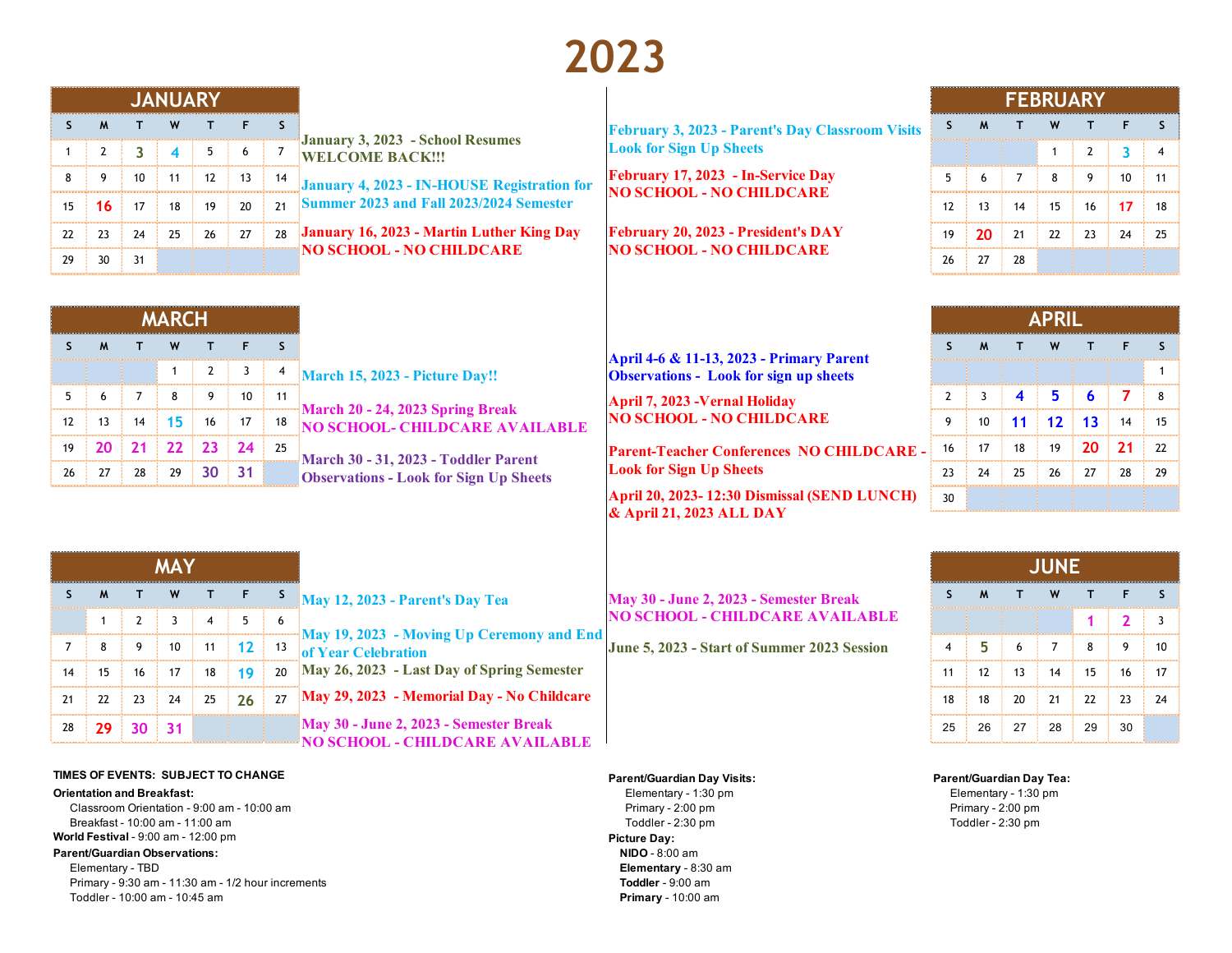# 2023

## JANUARY

| S | M | T | W | T | F | S |
|---|---|---|---|---|---|---|
| 1 | 2 | 3 | 4 | 5 | 6 | 7 |
| 8 | 9 | 10 | 11 | 12 | 13 | 14 |
| 15 | 16 | 17 | 18 | 19 | 20 | 21 |
| 22 | 23 | 24 | 25 | 26 | 27 | 28 |
| 29 | 30 | 31 | | | | |

**January 3, 2023 - School Resumes WELCOME BACK!!!**

**January 4, 2023 - IN-HOUSE Registration for Summer 2023 and Fall 2023/2024 Semester**

**January 16, 2023 - Martin Luther King Day NO SCHOOL - NO CHILDCARE**

## FEBRUARY

| S | M | T | W | T | F | S |
|---|---|---|---|---|---|---|
| | | | 1 | 2 | 3 | 4 |
| 5 | 6 | 7 | 8 | 9 | 10 | 11 |
| 12 | 13 | 14 | 15 | 16 | 17 | 18 |
| 19 | 20 | 21 | 22 | 23 | 24 | 25 |
| 26 | 27 | 28 | | | | |

**February 3, 2023 - Parent's Day Classroom Visits Look for Sign Up Sheets**

**February 17, 2023 - In-Service Day NO SCHOOL - NO CHILDCARE**

**February 20, 2023 - President's DAY NO SCHOOL - NO CHILDCARE**

## MARCH

| S | M | T | W | T | F | S |
|---|---|---|---|---|---|---|
| | | | 1 | 2 | 3 | 4 |
| 5 | 6 | 7 | 8 | 9 | 10 | 11 |
| 12 | 13 | 14 | 15 | 16 | 17 | 18 |
| 19 | 20 | 21 | 22 | 23 | 24 | 25 |
| 26 | 27 | 28 | 29 | 30 | 31 | |

**March 15, 2023 - Picture Day!!**

**March 20 - 24, 2023 Spring Break NO SCHOOL- CHILDCARE AVAILABLE**

**March 30 - 31, 2023 - Toddler Parent Observations - Look for Sign Up Sheets**

## APRIL

| S | M | T | W | T | F | S |
|---|---|---|---|---|---|---|
| | | | | | | 1 |
| 2 | 3 | 4 | 5 | 6 | 7 | 8 |
| 9 | 10 | 11 | 12 | 13 | 14 | 15 |
| 16 | 17 | 18 | 19 | 20 | 21 | 22 |
| 23 | 24 | 25 | 26 | 27 | 28 | 29 |
| 30 | | | | | | |

**April 4-6 & 11-13, 2023 - Primary Parent Observations - Look for sign up sheets**

**April 7, 2023 -Vernal Holiday NO SCHOOL - NO CHILDCARE**

**Parent-Teacher Conferences NO CHILDCARE - Look for Sign Up Sheets**

**April 20, 2023- 12:30 Dismissal (SEND LUNCH) & April 21, 2023 ALL DAY**

## MAY

| S | M | T | W | T | F | S |
|---|---|---|---|---|---|---|
| | 1 | 2 | 3 | 4 | 5 | 6 |
| 7 | 8 | 9 | 10 | 11 | 12 | 13 |
| 14 | 15 | 16 | 17 | 18 | 19 | 20 |
| 21 | 22 | 23 | 24 | 25 | 26 | 27 |
| 28 | 29 | 30 | 31 | | | |

**May 12, 2023 - Parent's Day Tea**

**May 19, 2023 - Moving Up Ceremony and End of Year Celebration**

**May 26, 2023 - Last Day of Spring Semester**

**May 29, 2023 - Memorial Day - No Childcare**

**May 30 - June 2, 2023 - Semester Break NO SCHOOL - CHILDCARE AVAILABLE**

## JUNE

| S | M | T | W | T | F | S |
|---|---|---|---|---|---|---|
| | | | | 1 | 2 | 3 |
| 4 | 5 | 6 | 7 | 8 | 9 | 10 |
| 11 | 12 | 13 | 14 | 15 | 16 | 17 |
| 18 | 18 | 20 | 21 | 22 | 23 | 24 |
| 25 | 26 | 27 | 28 | 29 | 30 | |

**May 30 - June 2, 2023 - Semester Break NO SCHOOL - CHILDCARE AVAILABLE**

**June 5, 2023 - Start of Summer 2023 Session**

**TIMES OF EVENTS: SUBJECT TO CHANGE**

**Orientation and Breakfast:**
- Classroom Orientation - 9:00 am - 10:00 am
- Breakfast - 10:00 am - 11:00 am

**World Festival** - 9:00 am - 12:00 pm

**Parent/Guardian Observations:**
- Elementary - TBD
- Primary - 9:30 am - 11:30 am - 1/2 hour increments
- Toddler - 10:00 am - 10:45 am

**Parent/Guardian Day Visits:**
- Elementary - 1:30 pm
- Primary - 2:00 pm
- Toddler - 2:30 pm

**Picture Day:**
- **NIDO** - 8:00 am
- **Elementary** - 8:30 am
- **Toddler** - 9:00 am
- **Primary** - 10:00 am

**Parent/Guardian Day Tea:**
- Elementary - 1:30 pm
- Primary - 2:00 pm
- Toddler - 2:30 pm